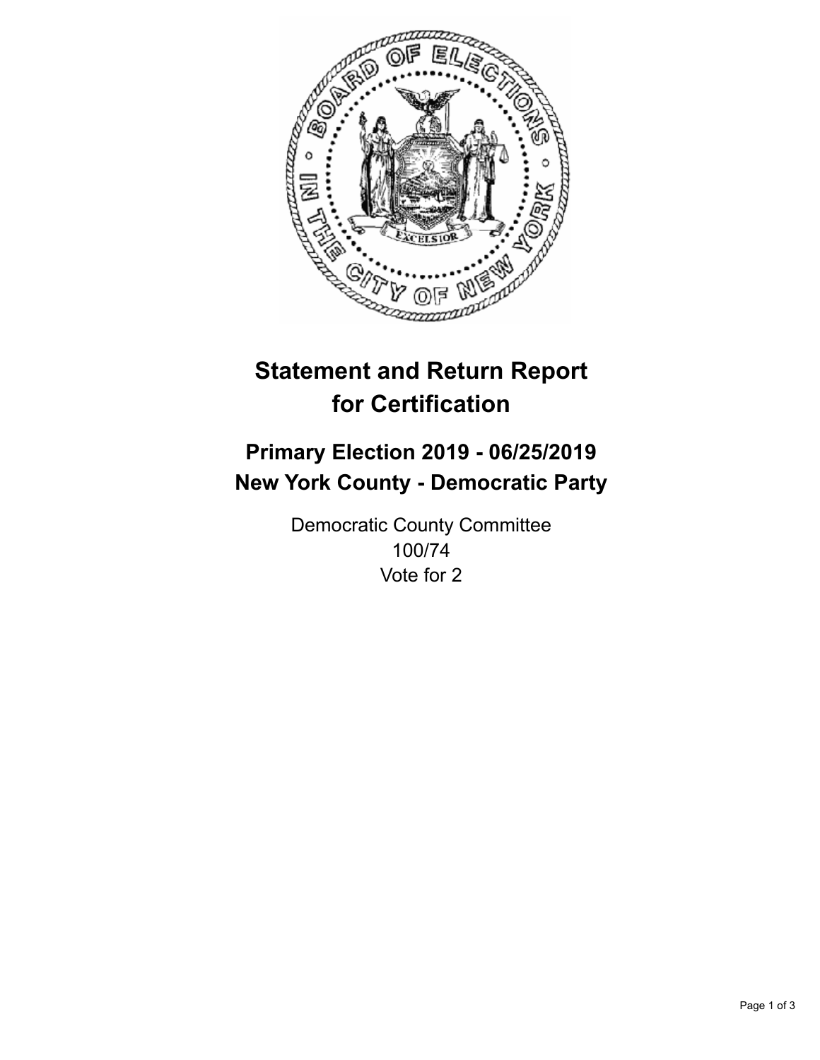# Statement and Return Report for Certification

## Primary Election 2019 - 06/25/2019
## New York County - Democratic Party

Democratic County Committee
100/74
Vote for 2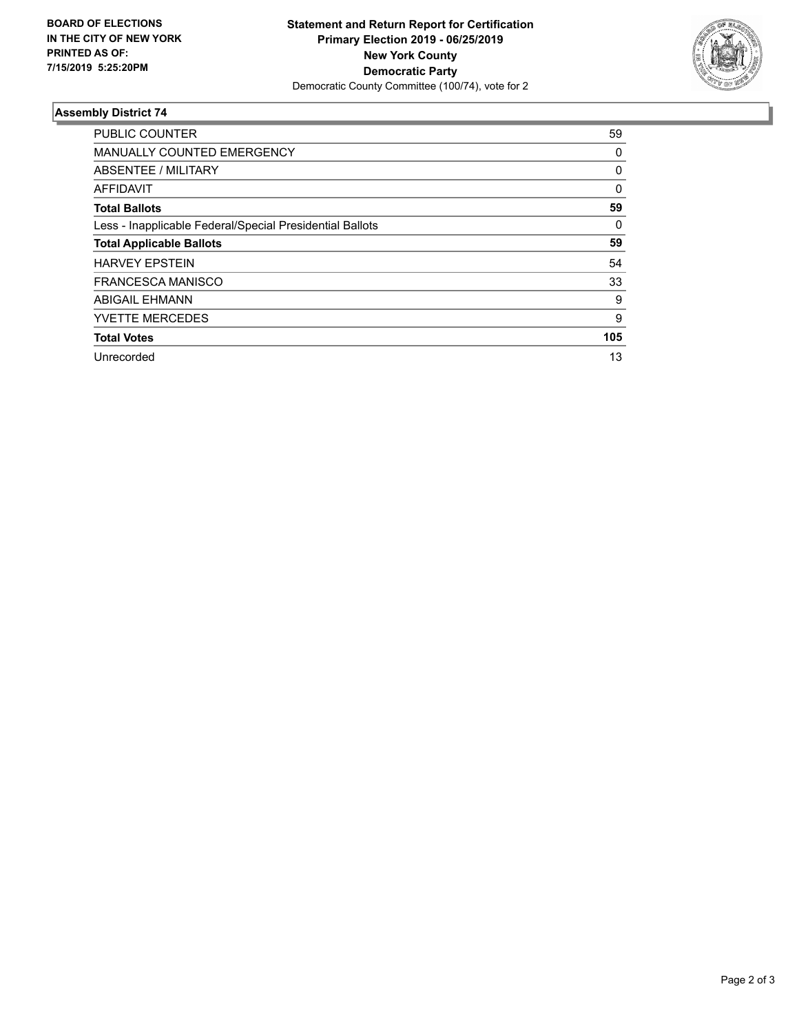**BOARD OF ELECTIONS IN THE CITY OF NEW YORK PRINTED AS OF: 7/15/2019 5:25:20PM**

**Statement and Return Report for Certification**
**Primary Election 2019 - 06/25/2019**
**New York County**
**Democratic Party**
Democratic County Committee (100/74), vote for 2

## Assembly District 74

| | |
|---|---|
| PUBLIC COUNTER | 59 |
| MANUALLY COUNTED EMERGENCY | 0 |
| ABSENTEE / MILITARY | 0 |
| AFFIDAVIT | 0 |
| **Total Ballots** | **59** |
| Less - Inapplicable Federal/Special Presidential Ballots | 0 |
| **Total Applicable Ballots** | **59** |
| HARVEY EPSTEIN | 54 |
| FRANCESCA MANISCO | 33 |
| ABIGAIL EHMANN | 9 |
| YVETTE MERCEDES | 9 |
| **Total Votes** | **105** |
| Unrecorded | 13 |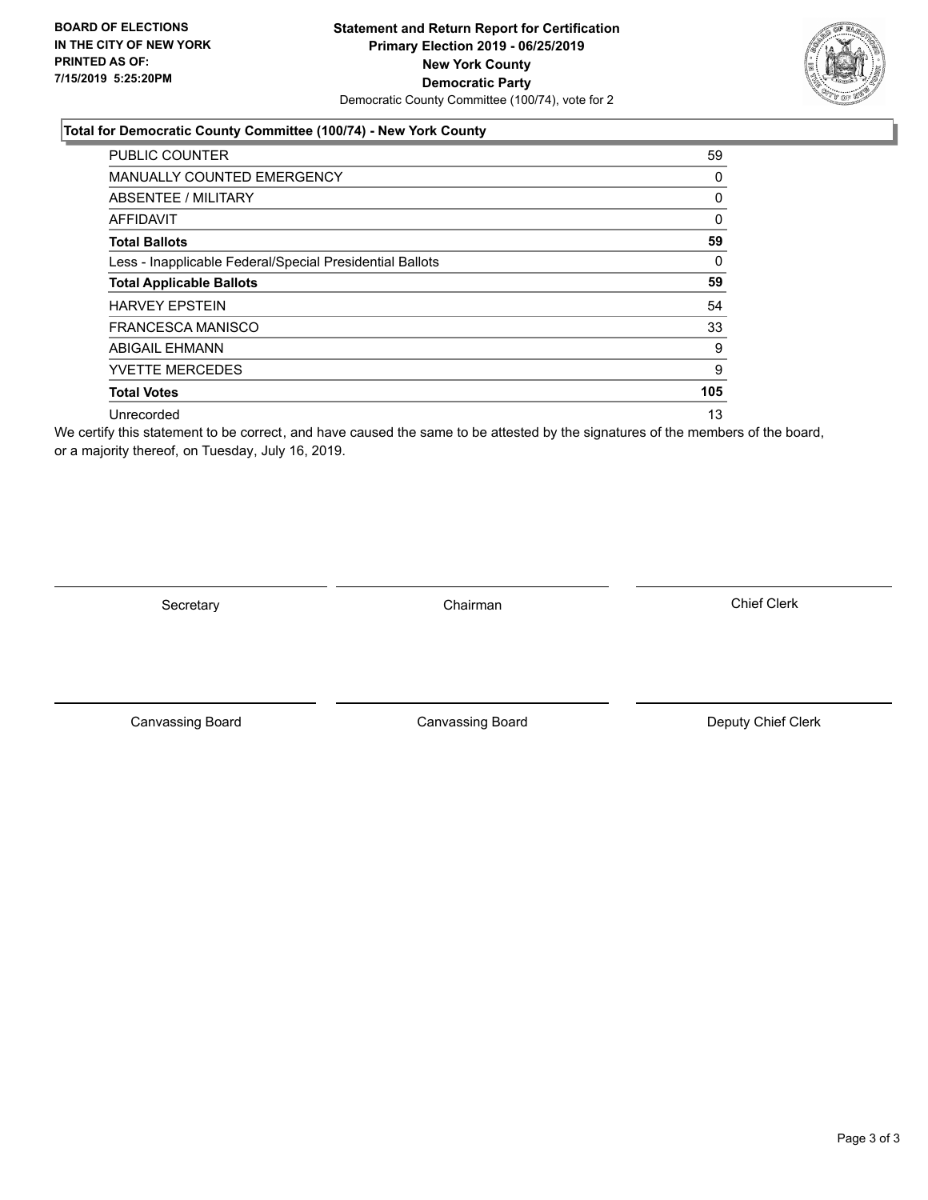**BOARD OF ELECTIONS IN THE CITY OF NEW YORK PRINTED AS OF: 7/15/2019 5:25:20PM**

**Statement and Return Report for Certification**
**Primary Election 2019 - 06/25/2019**
**New York County**
**Democratic Party**
Democratic County Committee (100/74), vote for 2

### Total for Democratic County Committee (100/74) - New York County

| | |
|---|---|
| PUBLIC COUNTER | 59 |
| MANUALLY COUNTED EMERGENCY | 0 |
| ABSENTEE / MILITARY | 0 |
| AFFIDAVIT | 0 |
| **Total Ballots** | **59** |
| Less - Inapplicable Federal/Special Presidential Ballots | 0 |
| **Total Applicable Ballots** | **59** |
| HARVEY EPSTEIN | 54 |
| FRANCESCA MANISCO | 33 |
| ABIGAIL EHMANN | 9 |
| YVETTE MERCEDES | 9 |
| **Total Votes** | **105** |
| Unrecorded | 13 |

We certify this statement to be correct, and have caused the same to be attested by the signatures of the members of the board, or a majority thereof, on Tuesday, July 16, 2019.

Secretary

Chairman

Chief Clerk

Canvassing Board

Canvassing Board

Deputy Chief Clerk